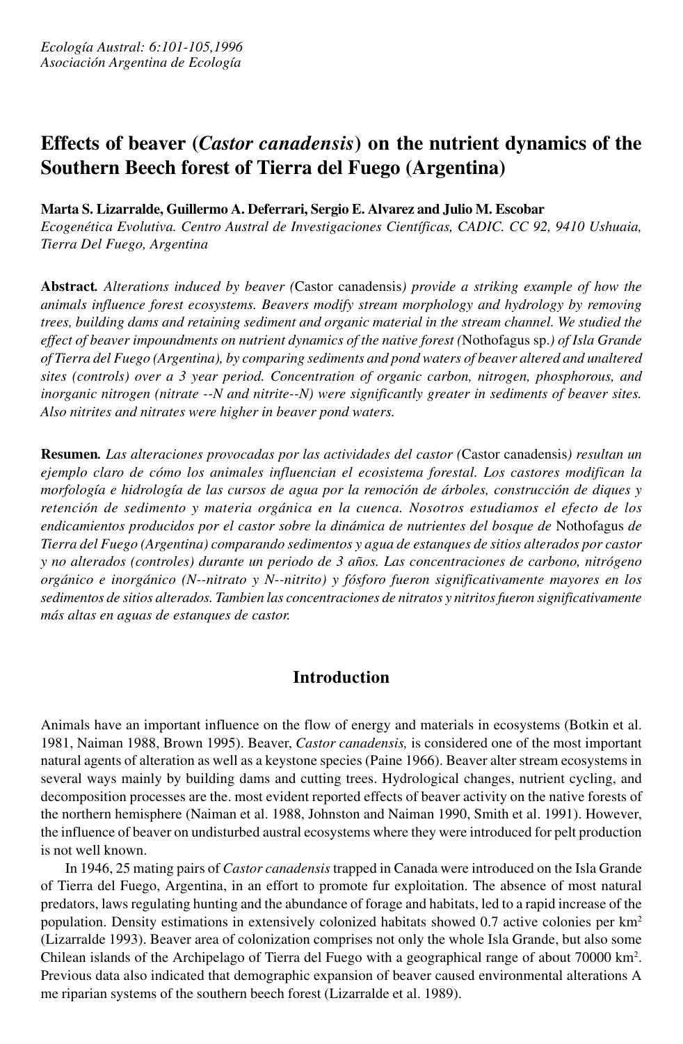# Effects of beaver (*Castor canadensis*) on the nutrient dynamics of the Southern Beech forest of Tierra del Fuego (Argentina)

**Marta S. Lizarralde, Guillermo A. Deferrari, Sergio E. Alvarez and Julio M. Escobar**

*Ecogenética Evolutiva. Centro Austral de Investigaciones Científicas, CADIC. CC 92, 9410 Ushuaia, Tierra Del Fuego, Argentina*

**Abstract.** *Alterations induced by beaver (*Castor canadensis*) provide a striking example of how the animals influence forest ecosystems. Beavers modify stream morphology and hydrology by removing trees, building dams and retaining sediment and organic material in the stream channel. We studied the effect of beaver impoundments on nutrient dynamics of the native forest (*Nothofagus sp.*) of Isla Grande of Tierra del Fuego (Argentina), by comparing sediments and pond waters of beaver altered and unaltered sites (controls) over a 3 year period. Concentration of organic carbon, nitrogen, phosphorous, and inorganic nitrogen (nitrate --N and nitrite--N) were significantly greater in sediments of beaver sites. Also nitrites and nitrates were higher in beaver pond waters.*

**Resumen.** *Las alteraciones provocadas por las actividades del castor (*Castor canadensis*) resultan un ejemplo claro de cómo los animales influencian el ecosistema forestal. Los castores modifican la morfología e hidrología de las cursos de agua por la remoción de árboles, construcción de diques y retención de sedimento y materia orgánica en la cuenca. Nosotros estudiamos el efecto de los endicamientos producidos por el castor sobre la dinámica de nutrientes del bosque de* Nothofagus *de Tierra del Fuego (Argentina) comparando sedimentos y agua de estanques de sitios alterados por castor y no alterados (controles) durante un periodo de 3 años. Las concentraciones de carbono, nitrógeno orgánico e inorgánico (N--nitrato y N--nitrito) y fósforo fueron significativamente mayores en los sedimentos de sitios alterados. Tambien las concentraciones de nitratos y nitritos fueron significativamente más altas en aguas de estanques de castor.*

## Introduction

Animals have an important influence on the flow of energy and materials in ecosystems (Botkin et al. 1981, Naiman 1988, Brown 1995). Beaver, *Castor canadensis,* is considered one of the most important natural agents of alteration as well as a keystone species (Paine 1966). Beaver alter stream ecosystems in several ways mainly by building dams and cutting trees. Hydrological changes, nutrient cycling, and decomposition processes are the. most evident reported effects of beaver activity on the native forests of the northern hemisphere (Naiman et al. 1988, Johnston and Naiman 1990, Smith et al. 1991). However, the influence of beaver on undisturbed austral ecosystems where they were introduced for pelt production is not well known.

In 1946, 25 mating pairs of *Castor canadensis* trapped in Canada were introduced on the Isla Grande of Tierra del Fuego, Argentina, in an effort to promote fur exploitation. The absence of most natural predators, laws regulating hunting and the abundance of forage and habitats, led to a rapid increase of the population. Density estimations in extensively colonized habitats showed 0.7 active colonies per km$^2$ (Lizarralde 1993). Beaver area of colonization comprises not only the whole Isla Grande, but also some Chilean islands of the Archipelago of Tierra del Fuego with a geographical range of about 70000 km$^2$. Previous data also indicated that demographic expansion of beaver caused environmental alterations A me riparian systems of the southern beech forest (Lizarralde et al. 1989).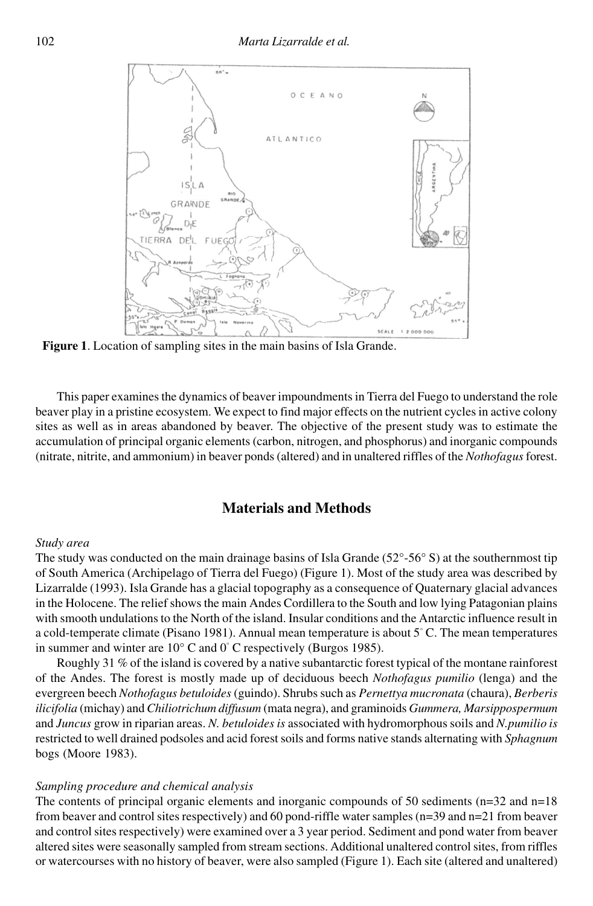**Figure 1**. Location of sampling sites in the main basins of Isla Grande.

This paper examines the dynamics of beaver impoundments in Tierra del Fuego to understand the role beaver play in a pristine ecosystem. We expect to find major effects on the nutrient cycles in active colony sites as well as in areas abandoned by beaver. The objective of the present study was to estimate the accumulation of principal organic elements (carbon, nitrogen, and phosphorus) and inorganic compounds (nitrate, nitrite, and ammonium) in beaver ponds (altered) and in unaltered riffles of the *Nothofagus* forest.

## Materials and Methods

### *Study area*

The study was conducted on the main drainage basins of Isla Grande (52°-56° S) at the southernmost tip of South America (Archipelago of Tierra del Fuego) (Figure 1). Most of the study area was described by Lizarralde (1993). Isla Grande has a glacial topography as a consequence of Quaternary glacial advances in the Holocene. The relief shows the main Andes Cordillera to the South and low lying Patagonian plains with smooth undulations to the North of the island. Insular conditions and the Antarctic influence result in a cold-temperate climate (Pisano 1981). Annual mean temperature is about 5° C. The mean temperatures in summer and winter are 10° C and 0° C respectively (Burgos 1985).

Roughly 31 % of the island is covered by a native subantarctic forest typical of the montane rainforest of the Andes. The forest is mostly made up of deciduous beech *Nothofagus pumilio* (lenga) and the evergreen beech *Nothofagus betuloides* (guindo). Shrubs such as *Pernettya mucronata* (chaura), *Berberis ilicifolia* (michay) and *Chiliotrichum diffusum* (mata negra), and graminoids *Gummera, Marsippospermum* and *Juncus* grow in riparian areas. *N. betuloides is* associated with hydromorphous soils and *N.pumilio is* restricted to well drained podsoles and acid forest soils and forms native stands alternating with *Sphagnum* bogs (Moore 1983).

### *Sampling procedure and chemical analysis*

The contents of principal organic elements and inorganic compounds of 50 sediments (n=32 and n=18 from beaver and control sites respectively) and 60 pond-riffle water samples (n=39 and n=21 from beaver and control sites respectively) were examined over a 3 year period. Sediment and pond water from beaver altered sites were seasonally sampled from stream sections. Additional unaltered control sites, from riffles or watercourses with no history of beaver, were also sampled (Figure 1). Each site (altered and unaltered)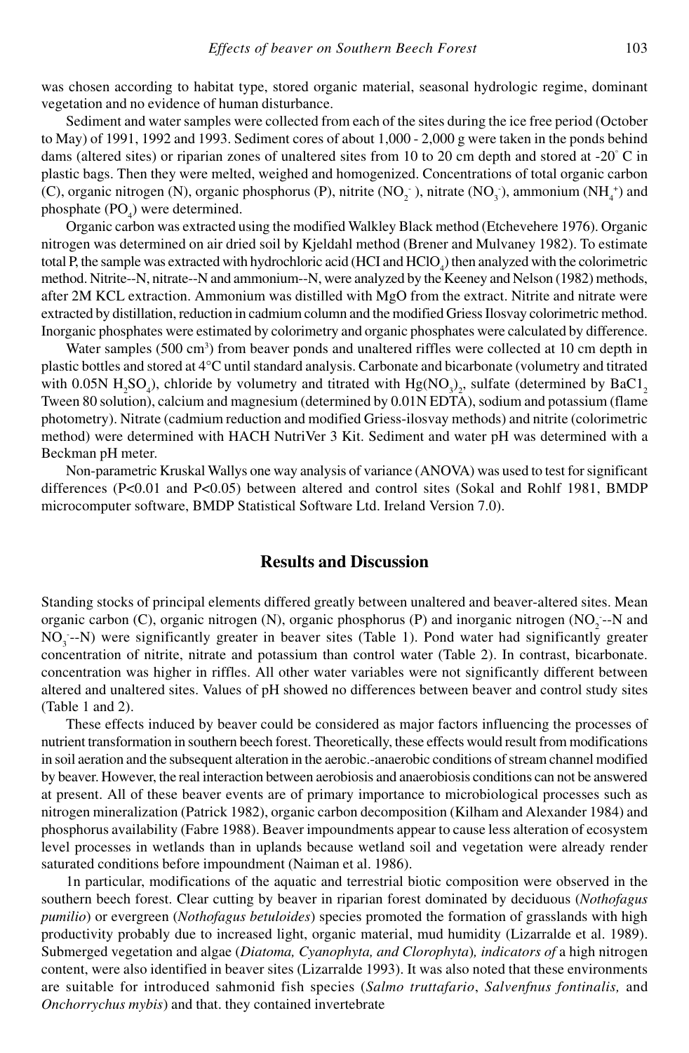was chosen according to habitat type, stored organic material, seasonal hydrologic regime, dominant vegetation and no evidence of human disturbance.

Sediment and water samples were collected from each of the sites during the ice free period (October to May) of 1991, 1992 and 1993. Sediment cores of about 1,000 - 2,000 g were taken in the ponds behind dams (altered sites) or riparian zones of unaltered sites from 10 to 20 cm depth and stored at -20° C in plastic bags. Then they were melted, weighed and homogenized. Concentrations of total organic carbon (C), organic nitrogen (N), organic phosphorus (P), nitrite ($NO_2^-$), nitrate ($NO_3^-$), ammonium ($NH_4^+$) and phosphate ($PO_4$) were determined.

Organic carbon was extracted using the modified Walkley Black method (Etchevehere 1976). Organic nitrogen was determined on air dried soil by Kjeldahl method (Brener and Mulvaney 1982). To estimate total P, the sample was extracted with hydrochloric acid (HCl and $HClO_4$) then analyzed with the colorimetric method. Nitrite--N, nitrate--N and ammonium--N, were analyzed by the Keeney and Nelson (1982) methods, after 2M KCL extraction. Ammonium was distilled with MgO from the extract. Nitrite and nitrate were extracted by distillation, reduction in cadmium column and the modified Griess Ilosvay colorimetric method. Inorganic phosphates were estimated by colorimetry and organic phosphates were calculated by difference.

Water samples (500 $cm^3$) from beaver ponds and unaltered riffles were collected at 10 cm depth in plastic bottles and stored at 4°C until standard analysis. Carbonate and bicarbonate (volumetry and titrated with 0.05N $H_2SO_4$), chloride by volumetry and titrated with $Hg(NO_3)_2$, sulfate (determined by $BaCl_2$ Tween 80 solution), calcium and magnesium (determined by 0.01N EDTA), sodium and potassium (flame photometry). Nitrate (cadmium reduction and modified Griess-ilosvay methods) and nitrite (colorimetric method) were determined with HACH NutriVer 3 Kit. Sediment and water pH was determined with a Beckman pH meter.

Non-parametric Kruskal Wallys one way analysis of variance (ANOVA) was used to test for significant differences (P<0.01 and P<0.05) between altered and control sites (Sokal and Rohlf 1981, BMDP microcomputer software, BMDP Statistical Software Ltd. Ireland Version 7.0).

## Results and Discussion

Standing stocks of principal elements differed greatly between unaltered and beaver-altered sites. Mean organic carbon (C), organic nitrogen (N), organic phosphorus (P) and inorganic nitrogen ($NO_2^-$--N and $NO_3^-$--N) were significantly greater in beaver sites (Table 1). Pond water had significantly greater concentration of nitrite, nitrate and potassium than control water (Table 2). In contrast, bicarbonate. concentration was higher in riffles. All other water variables were not significantly different between altered and unaltered sites. Values of pH showed no differences between beaver and control study sites (Table 1 and 2).

These effects induced by beaver could be considered as major factors influencing the processes of nutrient transformation in southern beech forest. Theoretically, these effects would result from modifications in soil aeration and the subsequent alteration in the aerobic.-anaerobic conditions of stream channel modified by beaver. However, the real interaction between aerobiosis and anaerobiosis conditions can not be answered at present. All of these beaver events are of primary importance to microbiological processes such as nitrogen mineralization (Patrick 1982), organic carbon decomposition (Kilham and Alexander 1984) and phosphorus availability (Fabre 1988). Beaver impoundments appear to cause less alteration of ecosystem level processes in wetlands than in uplands because wetland soil and vegetation were already render saturated conditions before impoundment (Naiman et al. 1986).

1n particular, modifications of the aquatic and terrestrial biotic composition were observed in the southern beech forest. Clear cutting by beaver in riparian forest dominated by deciduous (*Nothofagus pumilio*) or evergreen (*Nothofagus betuloides*) species promoted the formation of grasslands with high productivity probably due to increased light, organic material, mud humidity (Lizarralde et al. 1989). Submerged vegetation and algae (*Diatoma, Cyanophyta, and Clorophyta), indicators of* a high nitrogen content, were also identified in beaver sites (Lizarralde 1993). It was also noted that these environments are suitable for introduced sahmonid fish species (*Salmo truttafario*, *Salvenfnus fontinalis,* and *Onchorrychus mybis*) and that. they contained invertebrate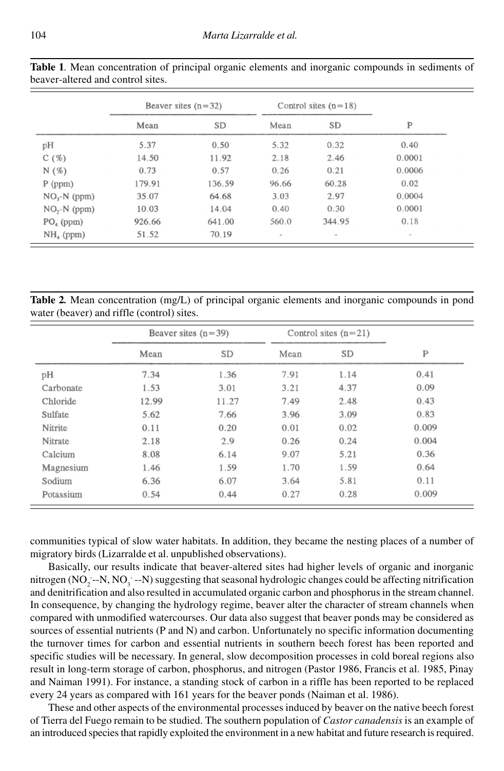**Table 1**. Mean concentration of principal organic elements and inorganic compounds in sediments of beaver-altered and control sites.

| | Beaver sites (n=32) | | Control sites (n=18) | | |
|---|---|---|---|---|---|
| | Mean | SD | Mean | SD | P |
| pH | 5.37 | 0.50 | 5.32 | 0.32 | 0.40 |
| C (%) | 14.50 | 11.92 | 2.18 | 2.46 | 0.0001 |
| N (%) | 0.73 | 0.57 | 0.26 | 0.21 | 0.0006 |
| P (ppm) | 179.91 | 136.59 | 96.66 | 60.28 | 0.02 |
| $NO_3$-N (ppm) | 35.07 | 64.68 | 3.03 | 2.97 | 0.0004 |
| $NO_2$-N (ppm) | 10.03 | 14.04 | 0.40 | 0.30 | 0.0001 |
| $PO_4$ (ppm) | 926.66 | 641.00 | 560.0 | 344.95 | 0.18 |
| $NH_4$ (ppm) | 51.52 | 70.19 | - | - | - |

**Table 2.** Mean concentration (mg/L) of principal organic elements and inorganic compounds in pond water (beaver) and riffle (control) sites.

| | Beaver sites (n=39) | | Control sites (n=21) | | |
|---|---|---|---|---|---|
| | Mean | SD | Mean | SD | P |
| pH | 7.34 | 1.36 | 7.91 | 1.14 | 0.41 |
| Carbonate | 1.53 | 3.01 | 3.21 | 4.37 | 0.09 |
| Chloride | 12.99 | 11.27 | 7.49 | 2.48 | 0.43 |
| Sulfate | 5.62 | 7.66 | 3.96 | 3.09 | 0.83 |
| Nitrite | 0.11 | 0.20 | 0.01 | 0.02 | 0.009 |
| Nitrate | 2.18 | 2.9 | 0.26 | 0.24 | 0.004 |
| Calcium | 8.08 | 6.14 | 9.07 | 5.21 | 0.36 |
| Magnesium | 1.46 | 1.59 | 1.70 | 1.59 | 0.64 |
| Sodium | 6.36 | 6.07 | 3.64 | 5.81 | 0.11 |
| Potassium | 0.54 | 0.44 | 0.27 | 0.28 | 0.009 |

communities typical of slow water habitats. In addition, they became the nesting places of a number of migratory birds (Lizarralde et al. unpublished observations).

Basically, our results indicate that beaver-altered sites had higher levels of organic and inorganic nitrogen ($NO_2^-$--N, $NO_3^-$--N) suggesting that seasonal hydrologic changes could be affecting nitrification and denitrification and also resulted in accumulated organic carbon and phosphorus in the stream channel. In consequence, by changing the hydrology regime, beaver alter the character of stream channels when compared with unmodified watercourses. Our data also suggest that beaver ponds may be considered as sources of essential nutrients (P and N) and carbon. Unfortunately no specific information documenting the turnover times for carbon and essential nutrients in southern beech forest has been reported and specific studies will be necessary. In general, slow decomposition processes in cold boreal regions also result in long-term storage of carbon, phosphorus, and nitrogen (Pastor 1986, Francis et al. 1985, Pinay and Naiman 1991). For instance, a standing stock of carbon in a riffle has been reported to be replaced every 24 years as compared with 161 years for the beaver ponds (Naiman et al. 1986).

These and other aspects of the environmental processes induced by beaver on the native beech forest of Tierra del Fuego remain to be studied. The southern population of *Castor canadensis* is an example of an introduced species that rapidly exploited the environment in a new habitat and future research is required.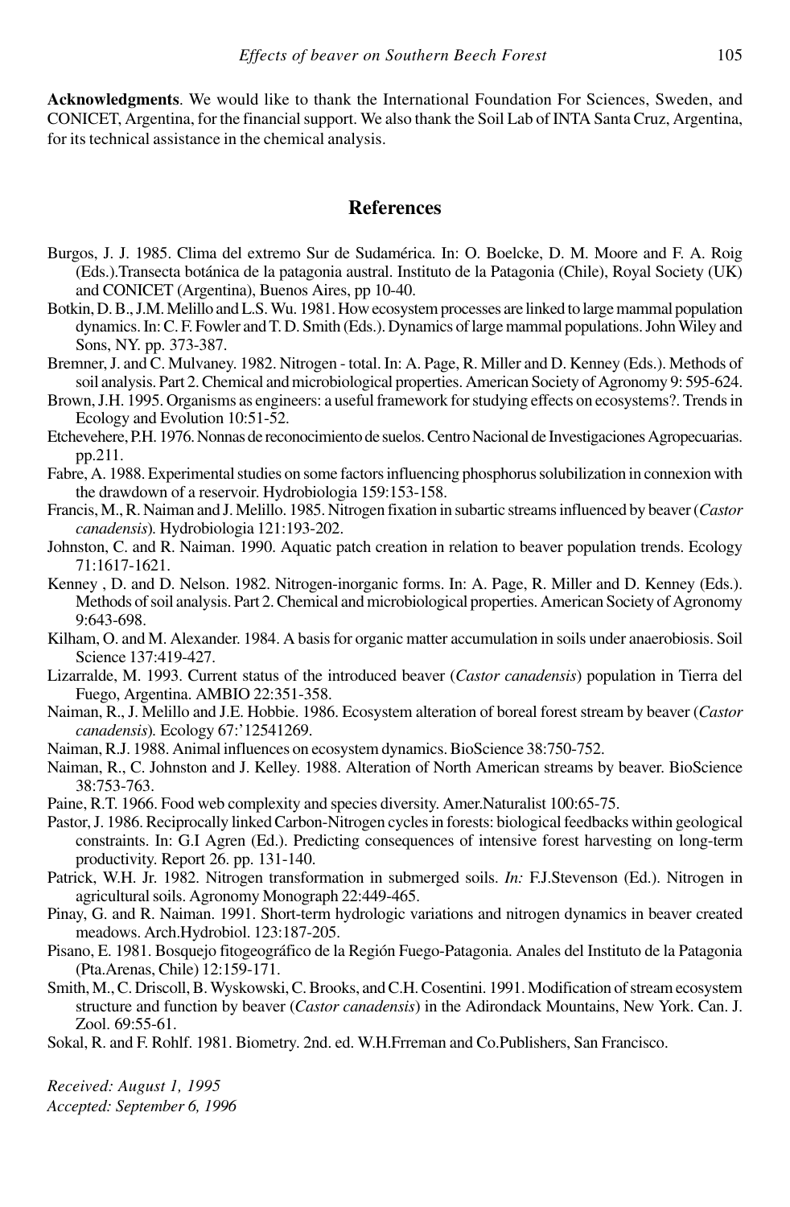**Acknowledgments**. We would like to thank the International Foundation For Sciences, Sweden, and CONICET, Argentina, for the financial support. We also thank the Soil Lab of INTA Santa Cruz, Argentina, for its technical assistance in the chemical analysis.

## References

Burgos, J. J. 1985. Clima del extremo Sur de Sudamérica. In: O. Boelcke, D. M. Moore and F. A. Roig (Eds.).Transecta botánica de la patagonia austral. Instituto de la Patagonia (Chile), Royal Society (UK) and CONICET (Argentina), Buenos Aires, pp 10-40.

Botkin, D. B., J.M. Melillo and L.S. Wu. 1981. How ecosystem processes are linked to large mammal population dynamics. In: C. F. Fowler and T. D. Smith (Eds.). Dynamics of large mammal populations. John Wiley and Sons, NY. pp. 373-387.

Bremner, J. and C. Mulvaney. 1982. Nitrogen - total. In: A. Page, R. Miller and D. Kenney (Eds.). Methods of soil analysis. Part 2. Chemical and microbiological properties. American Society of Agronomy 9: 595-624.

Brown, J.H. 1995. Organisms as engineers: a useful framework for studying effects on ecosystems?. Trends in Ecology and Evolution 10:51-52.

Etchevehere, P.H. 1976. Nonnas de reconocimiento de suelos. Centro Nacional de Investigaciones Agropecuarias. pp.211.

Fabre, A. 1988. Experimental studies on some factors influencing phosphorus solubilization in connexion with the drawdown of a reservoir. Hydrobiologia 159:153-158.

Francis, M., R. Naiman and J. Melillo. 1985. Nitrogen fixation in subartic streams influenced by beaver (*Castor canadensis*). Hydrobiologia 121:193-202.

Johnston, C. and R. Naiman. 1990. Aquatic patch creation in relation to beaver population trends. Ecology 71:1617-1621.

Kenney , D. and D. Nelson. 1982. Nitrogen-inorganic forms. In: A. Page, R. Miller and D. Kenney (Eds.). Methods of soil analysis. Part 2. Chemical and microbiological properties. American Society of Agronomy 9:643-698.

Kilham, O. and M. Alexander. 1984. A basis for organic matter accumulation in soils under anaerobiosis. Soil Science 137:419-427.

Lizarralde, M. 1993. Current status of the introduced beaver (*Castor canadensis*) population in Tierra del Fuego, Argentina. AMBIO 22:351-358.

Naiman, R., J. Melillo and J.E. Hobbie. 1986. Ecosystem alteration of boreal forest stream by beaver (*Castor canadensis*). Ecology 67:'12541269.

Naiman, R.J. 1988. Animal influences on ecosystem dynamics. BioScience 38:750-752.

Naiman, R., C. Johnston and J. Kelley. 1988. Alteration of North American streams by beaver. BioScience 38:753-763.

Paine, R.T. 1966. Food web complexity and species diversity. Amer.Naturalist 100:65-75.

Pastor, J. 1986. Reciprocally linked Carbon-Nitrogen cycles in forests: biological feedbacks within geological constraints. In: G.I Agren (Ed.). Predicting consequences of intensive forest harvesting on long-term productivity. Report 26. pp. 131-140.

Patrick, W.H. Jr. 1982. Nitrogen transformation in submerged soils. *In:* F.J.Stevenson (Ed.). Nitrogen in agricultural soils. Agronomy Monograph 22:449-465.

Pinay, G. and R. Naiman. 1991. Short-term hydrologic variations and nitrogen dynamics in beaver created meadows. Arch.Hydrobiol. 123:187-205.

Pisano, E. 1981. Bosquejo fitogeográfico de la Región Fuego-Patagonia. Anales del Instituto de la Patagonia (Pta.Arenas, Chile) 12:159-171.

Smith, M., C. Driscoll, B. Wyskowski, C. Brooks, and C.H. Cosentini. 1991. Modification of stream ecosystem structure and function by beaver (*Castor canadensis*) in the Adirondack Mountains, New York. Can. J. Zool. 69:55-61.

Sokal, R. and F. Rohlf. 1981. Biometry. 2nd. ed. W.H.Frreman and Co.Publishers, San Francisco.

*Received: August 1, 1995*
*Accepted: September 6, 1996*